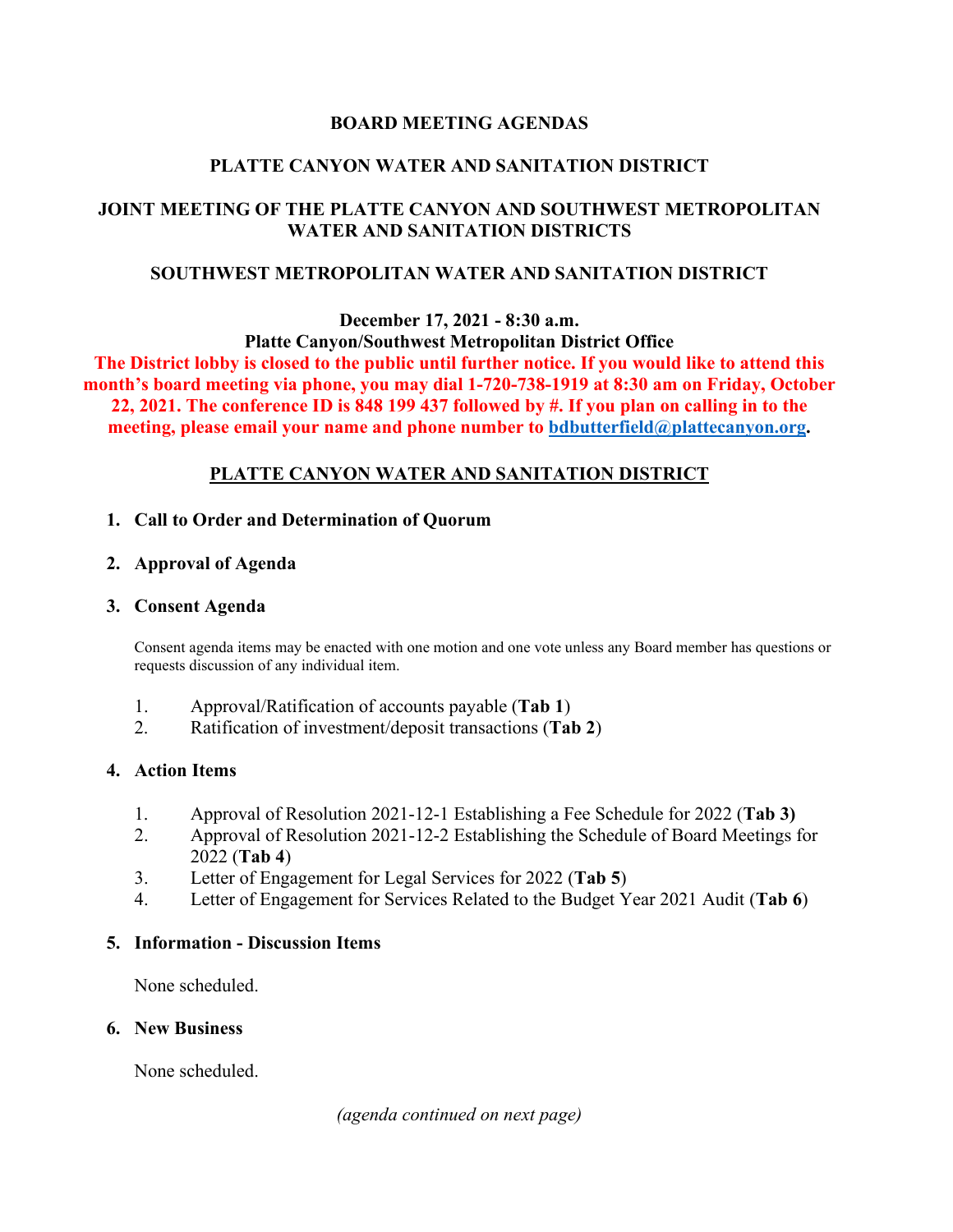# BOARD MEETING AGENDAS

## PLATTE CANYON WATER AND SANITATION DISTRICT

## JOINT MEETING OF THE PLATTE CANYON AND SOUTHWEST METROPOLITAN WATER AND SANITATION DISTRICTS

## SOUTHWEST METROPOLITAN WATER AND SANITATION DISTRICT

**December 17, 2021 - 8:30 a.m.**
**Platte Canyon/Southwest Metropolitan District Office**
**The District lobby is closed to the public until further notice. If you would like to attend this month's board meeting via phone, you may dial 1-720-738-1919 at 8:30 am on Friday, October 22, 2021. The conference ID is 848 199 437 followed by #. If you plan on calling in to the meeting, please email your name and phone number to bdbutterfield@plattecanyon.org.**

## PLATTE CANYON WATER AND SANITATION DISTRICT

1. **Call to Order and Determination of Quorum**

2. **Approval of Agenda**

3. **Consent Agenda**

   Consent agenda items may be enacted with one motion and one vote unless any Board member has questions or requests discussion of any individual item.

   1. Approval/Ratification of accounts payable (**Tab 1**)
   2. Ratification of investment/deposit transactions (**Tab 2**)

4. **Action Items**

   1. Approval of Resolution 2021-12-1 Establishing a Fee Schedule for 2022 (**Tab 3)**
   2. Approval of Resolution 2021-12-2 Establishing the Schedule of Board Meetings for 2022 (**Tab 4**)
   3. Letter of Engagement for Legal Services for 2022 (**Tab 5**)
   4. Letter of Engagement for Services Related to the Budget Year 2021 Audit (**Tab 6**)

5. **Information - Discussion Items**

   None scheduled.

6. **New Business**

   None scheduled.

*(agenda continued on next page)*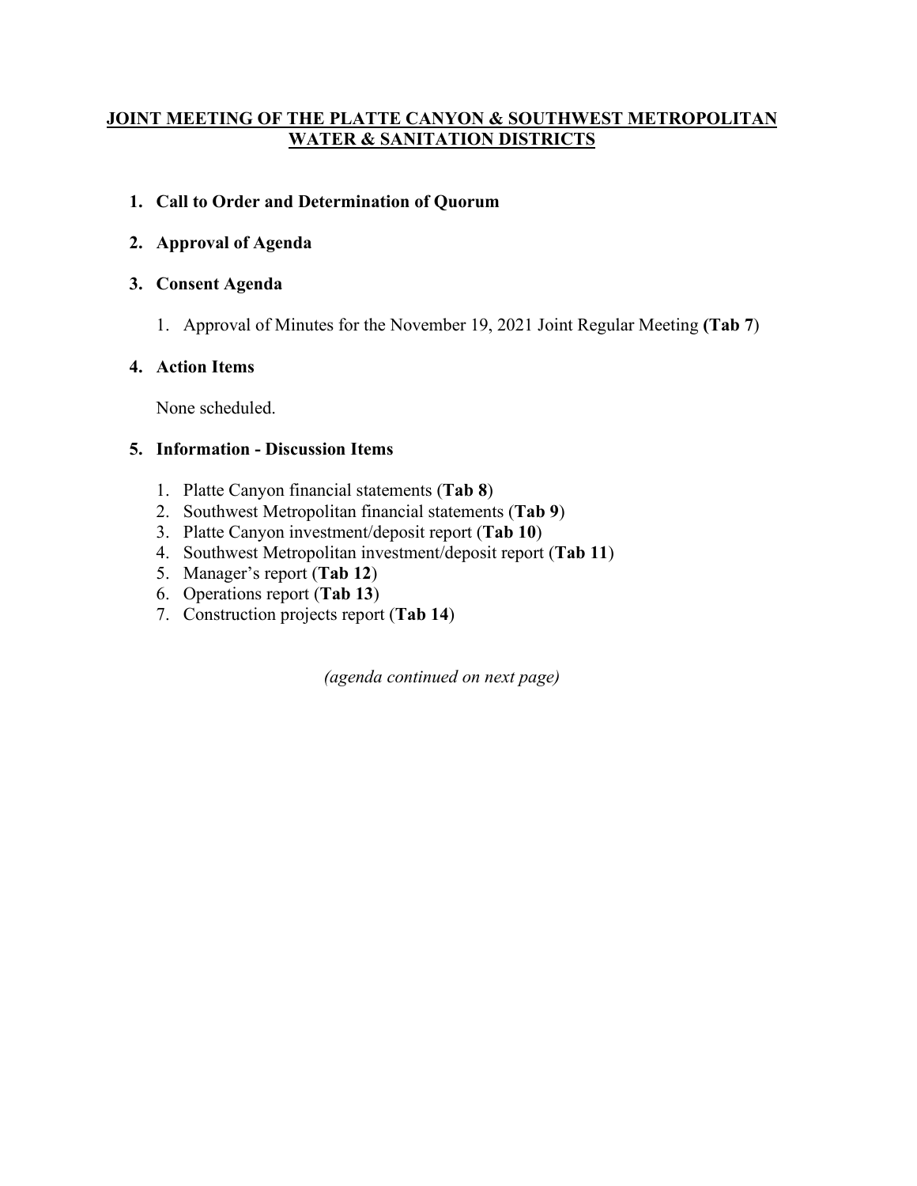# JOINT MEETING OF THE PLATTE CANYON & SOUTHWEST METROPOLITAN WATER & SANITATION DISTRICTS

1. **Call to Order and Determination of Quorum**

2. **Approval of Agenda**

3. **Consent Agenda**

   1. Approval of Minutes for the November 19, 2021 Joint Regular Meeting **(Tab 7**)

4. **Action Items**

   None scheduled.

5. **Information - Discussion Items**

   1. Platte Canyon financial statements (**Tab 8**)
   2. Southwest Metropolitan financial statements (**Tab 9**)
   3. Platte Canyon investment/deposit report (**Tab 10**)
   4. Southwest Metropolitan investment/deposit report (**Tab 11**)
   5. Manager's report (**Tab 12**)
   6. Operations report (**Tab 13**)
   7. Construction projects report (**Tab 14**)

*(agenda continued on next page)*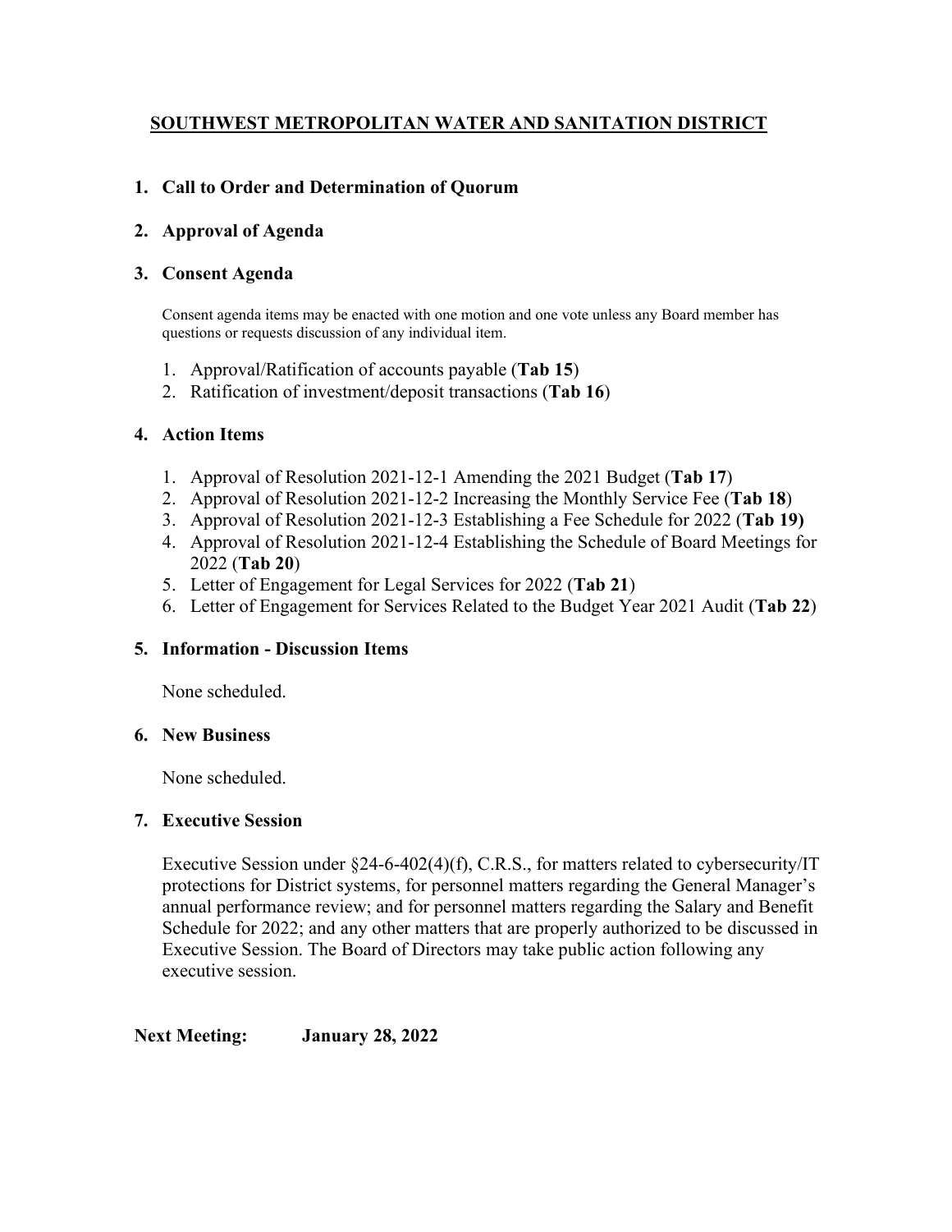# SOUTHWEST METROPOLITAN WATER AND SANITATION DISTRICT

## 1. Call to Order and Determination of Quorum

## 2. Approval of Agenda

## 3. Consent Agenda

Consent agenda items may be enacted with one motion and one vote unless any Board member has questions or requests discussion of any individual item.

1. Approval/Ratification of accounts payable (**Tab 15**)
2. Ratification of investment/deposit transactions (**Tab 16**)

## 4. Action Items

1. Approval of Resolution 2021-12-1 Amending the 2021 Budget (**Tab 17**)
2. Approval of Resolution 2021-12-2 Increasing the Monthly Service Fee (**Tab 18**)
3. Approval of Resolution 2021-12-3 Establishing a Fee Schedule for 2022 (**Tab 19)**
4. Approval of Resolution 2021-12-4 Establishing the Schedule of Board Meetings for 2022 (**Tab 20**)
5. Letter of Engagement for Legal Services for 2022 (**Tab 21**)
6. Letter of Engagement for Services Related to the Budget Year 2021 Audit (**Tab 22**)

## 5. Information - Discussion Items

None scheduled.

## 6. New Business

None scheduled.

## 7. Executive Session

Executive Session under §24-6-402(4)(f), C.R.S., for matters related to cybersecurity/IT protections for District systems, for personnel matters regarding the General Manager's annual performance review; and for personnel matters regarding the Salary and Benefit Schedule for 2022; and any other matters that are properly authorized to be discussed in Executive Session. The Board of Directors may take public action following any executive session.

**Next Meeting: January 28, 2022**